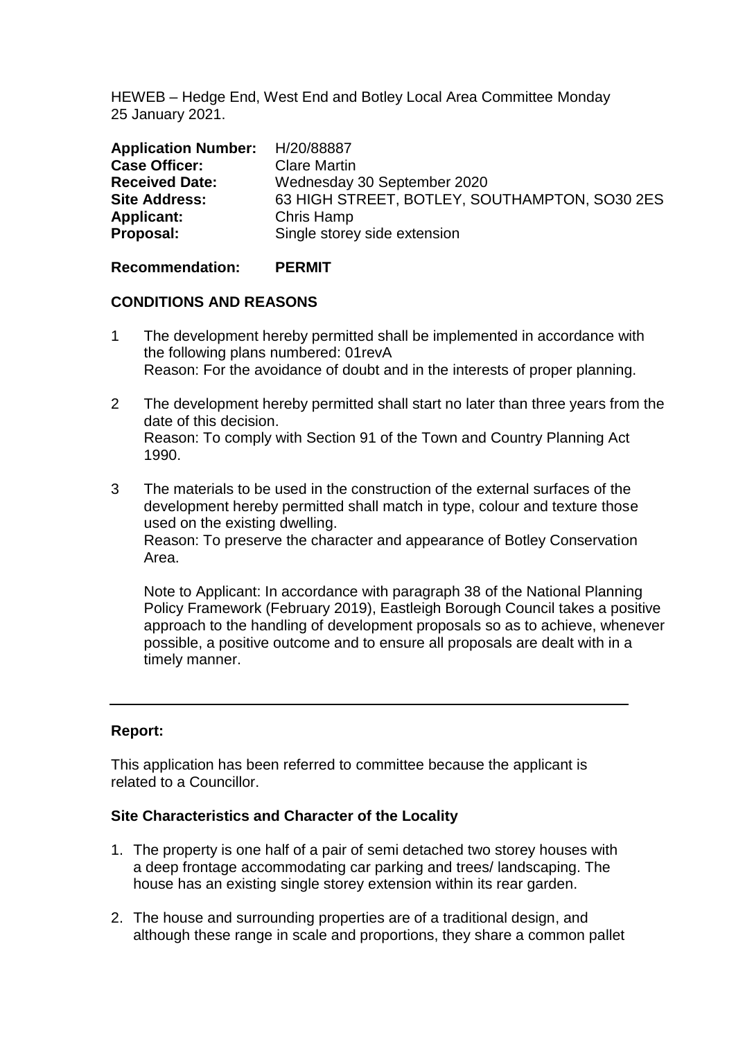HEWEB – Hedge End, West End and Botley Local Area Committee Monday 25 January 2021.

**Application Number:** H/20/88887
**Case Officer:** Clare Martin
**Received Date:** Wednesday 30 September 2020
**Site Address:** 63 HIGH STREET, BOTLEY, SOUTHAMPTON, SO30 2ES
**Applicant:** Chris Hamp
**Proposal:** Single storey side extension

**Recommendation: PERMIT**

**CONDITIONS AND REASONS**

1 The development hereby permitted shall be implemented in accordance with the following plans numbered: 01revA
Reason: For the avoidance of doubt and in the interests of proper planning.

2 The development hereby permitted shall start no later than three years from the date of this decision.
Reason: To comply with Section 91 of the Town and Country Planning Act 1990.

3 The materials to be used in the construction of the external surfaces of the development hereby permitted shall match in type, colour and texture those used on the existing dwelling.
Reason: To preserve the character and appearance of Botley Conservation Area.

Note to Applicant: In accordance with paragraph 38 of the National Planning Policy Framework (February 2019), Eastleigh Borough Council takes a positive approach to the handling of development proposals so as to achieve, whenever possible, a positive outcome and to ensure all proposals are dealt with in a timely manner.

---

**Report:**

This application has been referred to committee because the applicant is related to a Councillor.

**Site Characteristics and Character of the Locality**

1. The property is one half of a pair of semi detached two storey houses with a deep frontage accommodating car parking and trees/ landscaping. The house has an existing single storey extension within its rear garden.

2. The house and surrounding properties are of a traditional design, and although these range in scale and proportions, they share a common pallet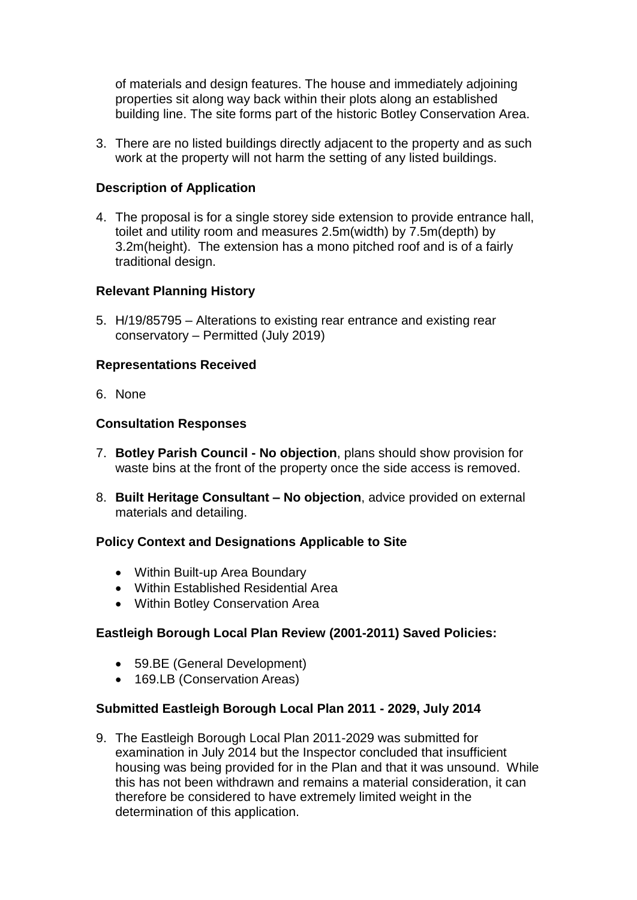of materials and design features. The house and immediately adjoining properties sit along way back within their plots along an established building line. The site forms part of the historic Botley Conservation Area.

3. There are no listed buildings directly adjacent to the property and as such work at the property will not harm the setting of any listed buildings.

**Description of Application**

4. The proposal is for a single storey side extension to provide entrance hall, toilet and utility room and measures 2.5m(width) by 7.5m(depth) by 3.2m(height). The extension has a mono pitched roof and is of a fairly traditional design.

**Relevant Planning History**

5. H/19/85795 – Alterations to existing rear entrance and existing rear conservatory – Permitted (July 2019)

**Representations Received**

6. None

**Consultation Responses**

7. **Botley Parish Council - No objection**, plans should show provision for waste bins at the front of the property once the side access is removed.

8. **Built Heritage Consultant – No objection**, advice provided on external materials and detailing.

**Policy Context and Designations Applicable to Site**

- Within Built-up Area Boundary
- Within Established Residential Area
- Within Botley Conservation Area

**Eastleigh Borough Local Plan Review (2001-2011) Saved Policies:**

- 59.BE (General Development)
- 169.LB (Conservation Areas)

**Submitted Eastleigh Borough Local Plan 2011 - 2029, July 2014**

9. The Eastleigh Borough Local Plan 2011-2029 was submitted for examination in July 2014 but the Inspector concluded that insufficient housing was being provided for in the Plan and that it was unsound. While this has not been withdrawn and remains a material consideration, it can therefore be considered to have extremely limited weight in the determination of this application.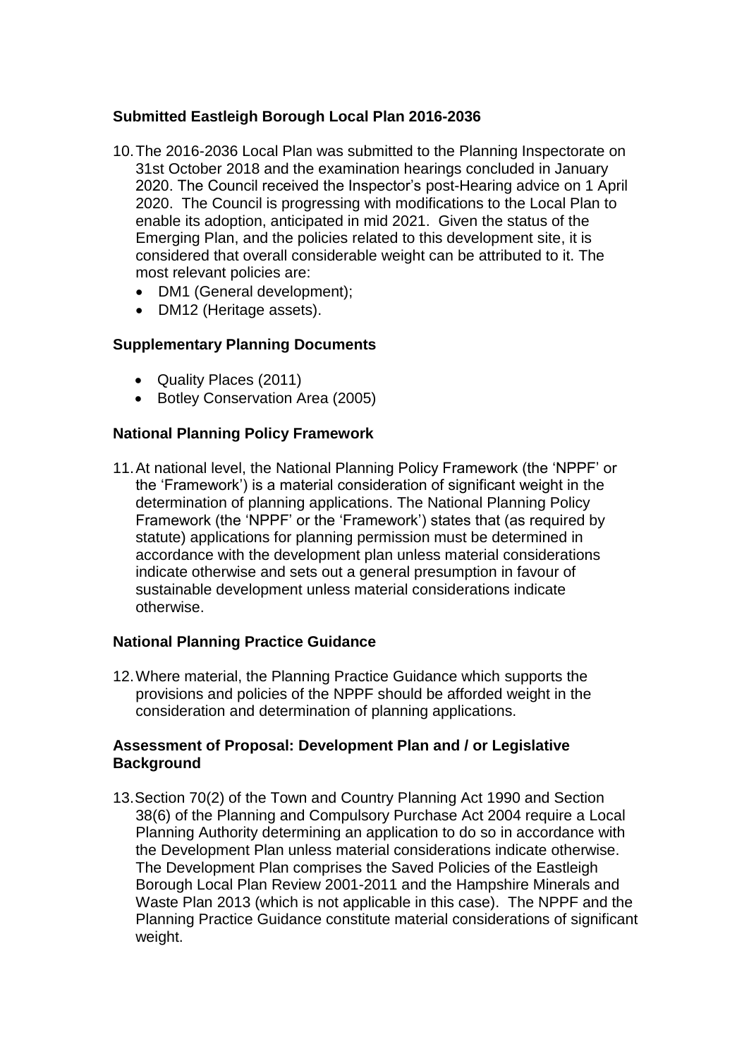**Submitted Eastleigh Borough Local Plan 2016-2036**

10. The 2016-2036 Local Plan was submitted to the Planning Inspectorate on 31st October 2018 and the examination hearings concluded in January 2020. The Council received the Inspector's post-Hearing advice on 1 April 2020. The Council is progressing with modifications to the Local Plan to enable its adoption, anticipated in mid 2021. Given the status of the Emerging Plan, and the policies related to this development site, it is considered that overall considerable weight can be attributed to it. The most relevant policies are:
    - DM1 (General development);
    - DM12 (Heritage assets).

**Supplementary Planning Documents**

- Quality Places (2011)
- Botley Conservation Area (2005)

**National Planning Policy Framework**

11. At national level, the National Planning Policy Framework (the 'NPPF' or the 'Framework') is a material consideration of significant weight in the determination of planning applications. The National Planning Policy Framework (the 'NPPF' or the 'Framework') states that (as required by statute) applications for planning permission must be determined in accordance with the development plan unless material considerations indicate otherwise and sets out a general presumption in favour of sustainable development unless material considerations indicate otherwise.

**National Planning Practice Guidance**

12. Where material, the Planning Practice Guidance which supports the provisions and policies of the NPPF should be afforded weight in the consideration and determination of planning applications.

**Assessment of Proposal: Development Plan and / or Legislative Background**

13. Section 70(2) of the Town and Country Planning Act 1990 and Section 38(6) of the Planning and Compulsory Purchase Act 2004 require a Local Planning Authority determining an application to do so in accordance with the Development Plan unless material considerations indicate otherwise. The Development Plan comprises the Saved Policies of the Eastleigh Borough Local Plan Review 2001-2011 and the Hampshire Minerals and Waste Plan 2013 (which is not applicable in this case). The NPPF and the Planning Practice Guidance constitute material considerations of significant weight.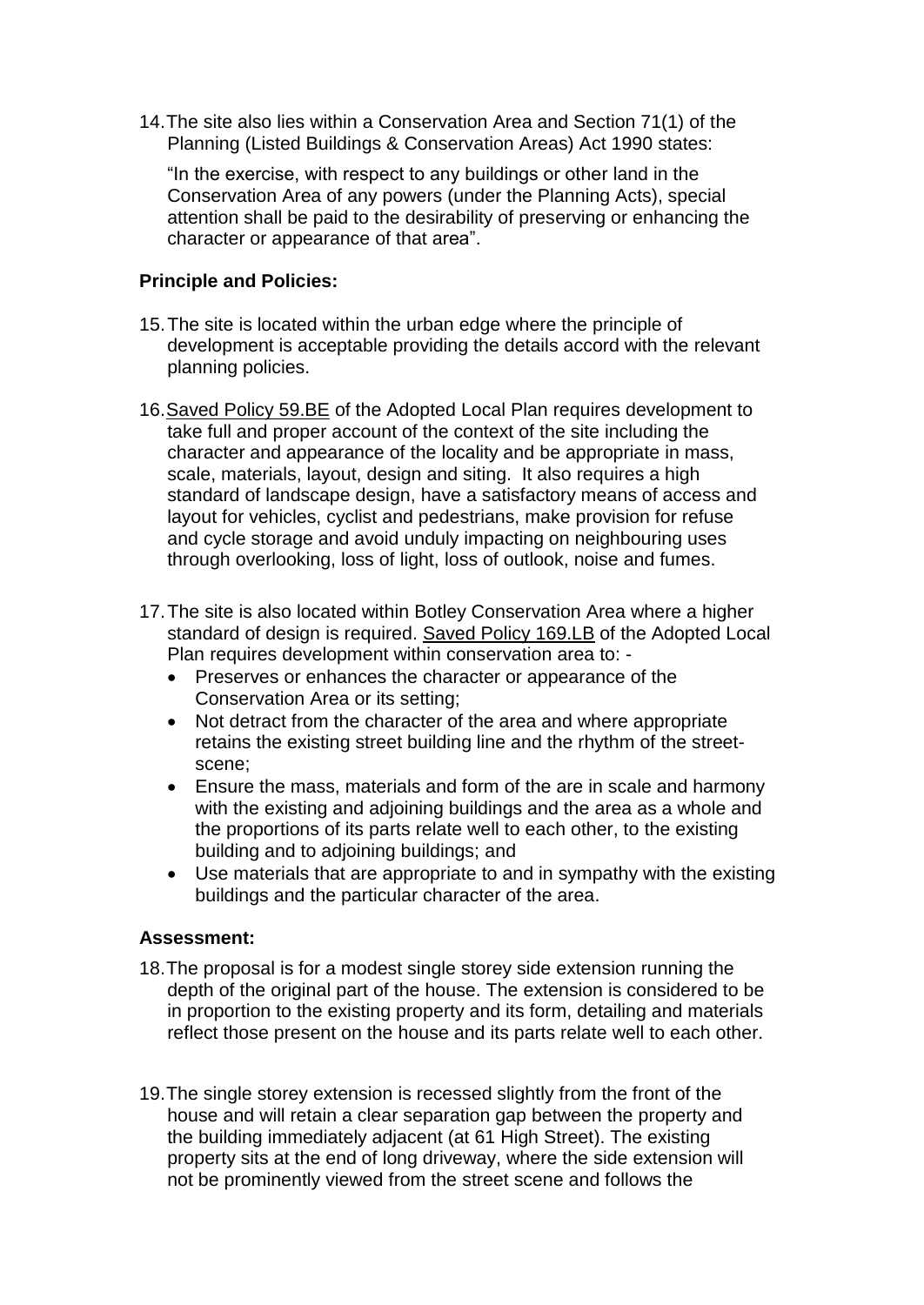14. The site also lies within a Conservation Area and Section 71(1) of the Planning (Listed Buildings & Conservation Areas) Act 1990 states:

    "In the exercise, with respect to any buildings or other land in the Conservation Area of any powers (under the Planning Acts), special attention shall be paid to the desirability of preserving or enhancing the character or appearance of that area".

**Principle and Policies:**

15. The site is located within the urban edge where the principle of development is acceptable providing the details accord with the relevant planning policies.

16. Saved Policy 59.BE of the Adopted Local Plan requires development to take full and proper account of the context of the site including the character and appearance of the locality and be appropriate in mass, scale, materials, layout, design and siting. It also requires a high standard of landscape design, have a satisfactory means of access and layout for vehicles, cyclist and pedestrians, make provision for refuse and cycle storage and avoid unduly impacting on neighbouring uses through overlooking, loss of light, loss of outlook, noise and fumes.

17. The site is also located within Botley Conservation Area where a higher standard of design is required. Saved Policy 169.LB of the Adopted Local Plan requires development within conservation area to: -
    - Preserves or enhances the character or appearance of the Conservation Area or its setting;
    - Not detract from the character of the area and where appropriate retains the existing street building line and the rhythm of the street-scene;
    - Ensure the mass, materials and form of the are in scale and harmony with the existing and adjoining buildings and the area as a whole and the proportions of its parts relate well to each other, to the existing building and to adjoining buildings; and
    - Use materials that are appropriate to and in sympathy with the existing buildings and the particular character of the area.

**Assessment:**

18. The proposal is for a modest single storey side extension running the depth of the original part of the house. The extension is considered to be in proportion to the existing property and its form, detailing and materials reflect those present on the house and its parts relate well to each other.

19. The single storey extension is recessed slightly from the front of the house and will retain a clear separation gap between the property and the building immediately adjacent (at 61 High Street). The existing property sits at the end of long driveway, where the side extension will not be prominently viewed from the street scene and follows the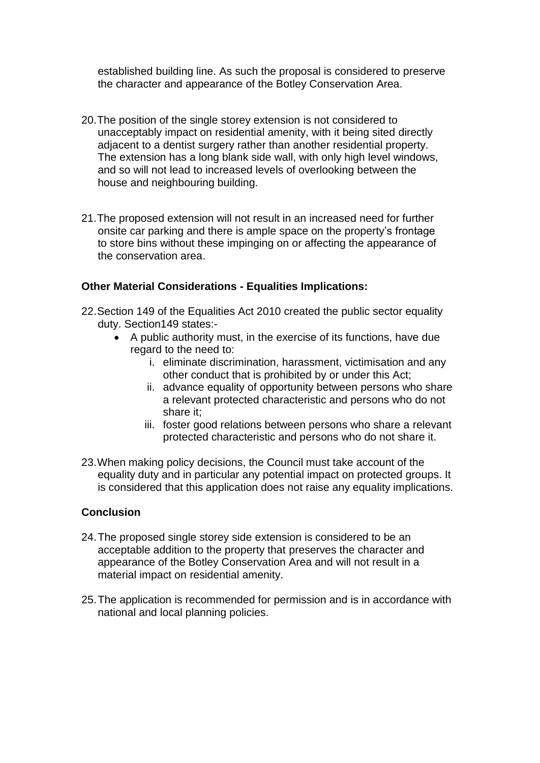established building line. As such the proposal is considered to preserve the character and appearance of the Botley Conservation Area.

20. The position of the single storey extension is not considered to unacceptably impact on residential amenity, with it being sited directly adjacent to a dentist surgery rather than another residential property. The extension has a long blank side wall, with only high level windows, and so will not lead to increased levels of overlooking between the house and neighbouring building.

21. The proposed extension will not result in an increased need for further onsite car parking and there is ample space on the property's frontage to store bins without these impinging on or affecting the appearance of the conservation area.

**Other Material Considerations - Equalities Implications:**

22. Section 149 of the Equalities Act 2010 created the public sector equality duty. Section149 states:-
    - A public authority must, in the exercise of its functions, have due regard to the need to:
        1. eliminate discrimination, harassment, victimisation and any other conduct that is prohibited by or under this Act;
        2. advance equality of opportunity between persons who share a relevant protected characteristic and persons who do not share it;
        3. foster good relations between persons who share a relevant protected characteristic and persons who do not share it.

23. When making policy decisions, the Council must take account of the equality duty and in particular any potential impact on protected groups. It is considered that this application does not raise any equality implications.

**Conclusion**

24. The proposed single storey side extension is considered to be an acceptable addition to the property that preserves the character and appearance of the Botley Conservation Area and will not result in a material impact on residential amenity.

25. The application is recommended for permission and is in accordance with national and local planning policies.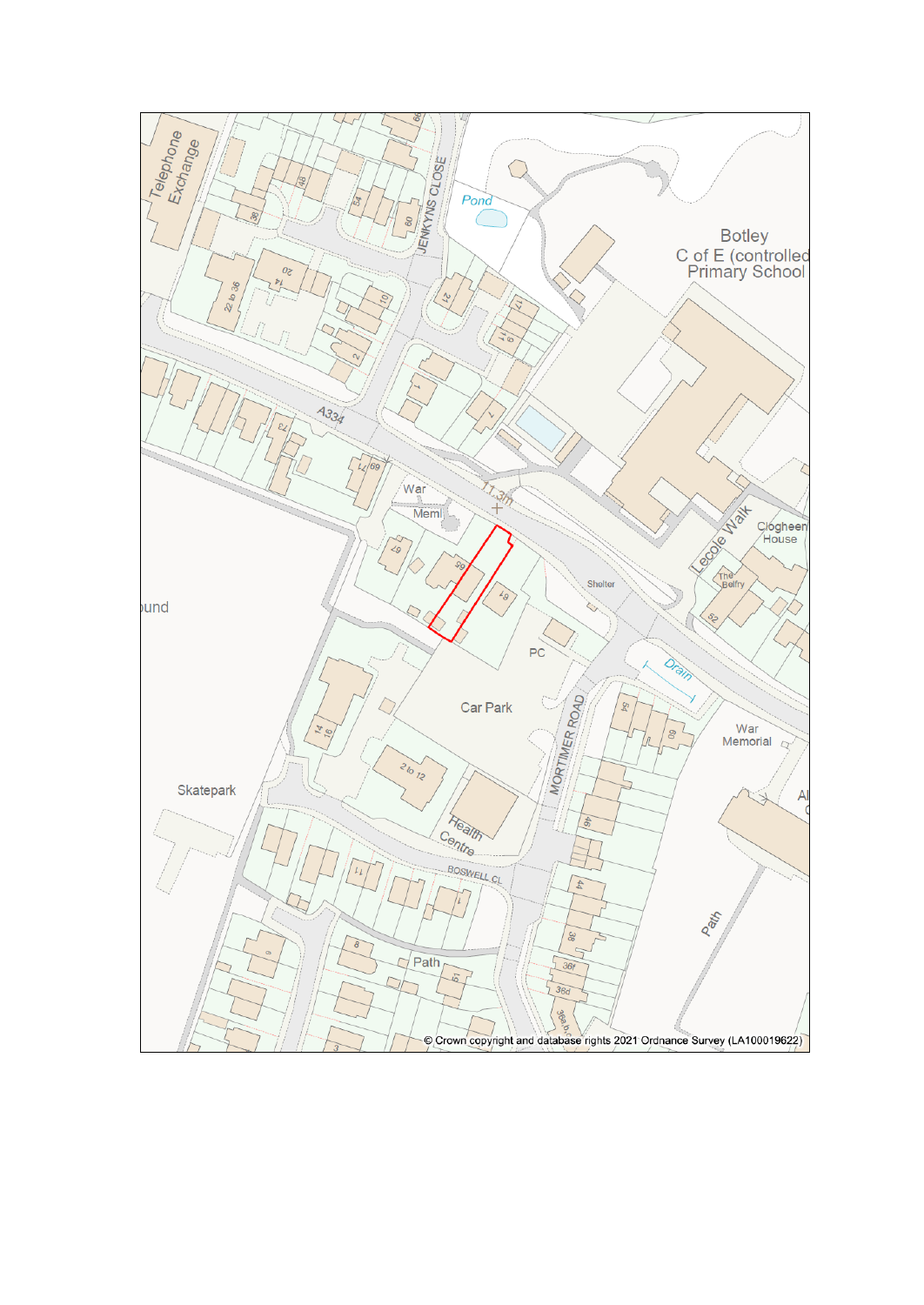Telephone Exchange

JENKYNS CLOSE

Pond

Botley C of E (controlled) Primary School

A334

War Meml

11.3m

Clogheen House

Lecole Walk

The Belfry

Shelter

PC

Drain

Car Park

MORTIMER ROAD

War Memorial

Skatepark

Health Centre

BOSWELL CL

Path

© Crown copyright and database rights 2021 Ordnance Survey (LA100019622)